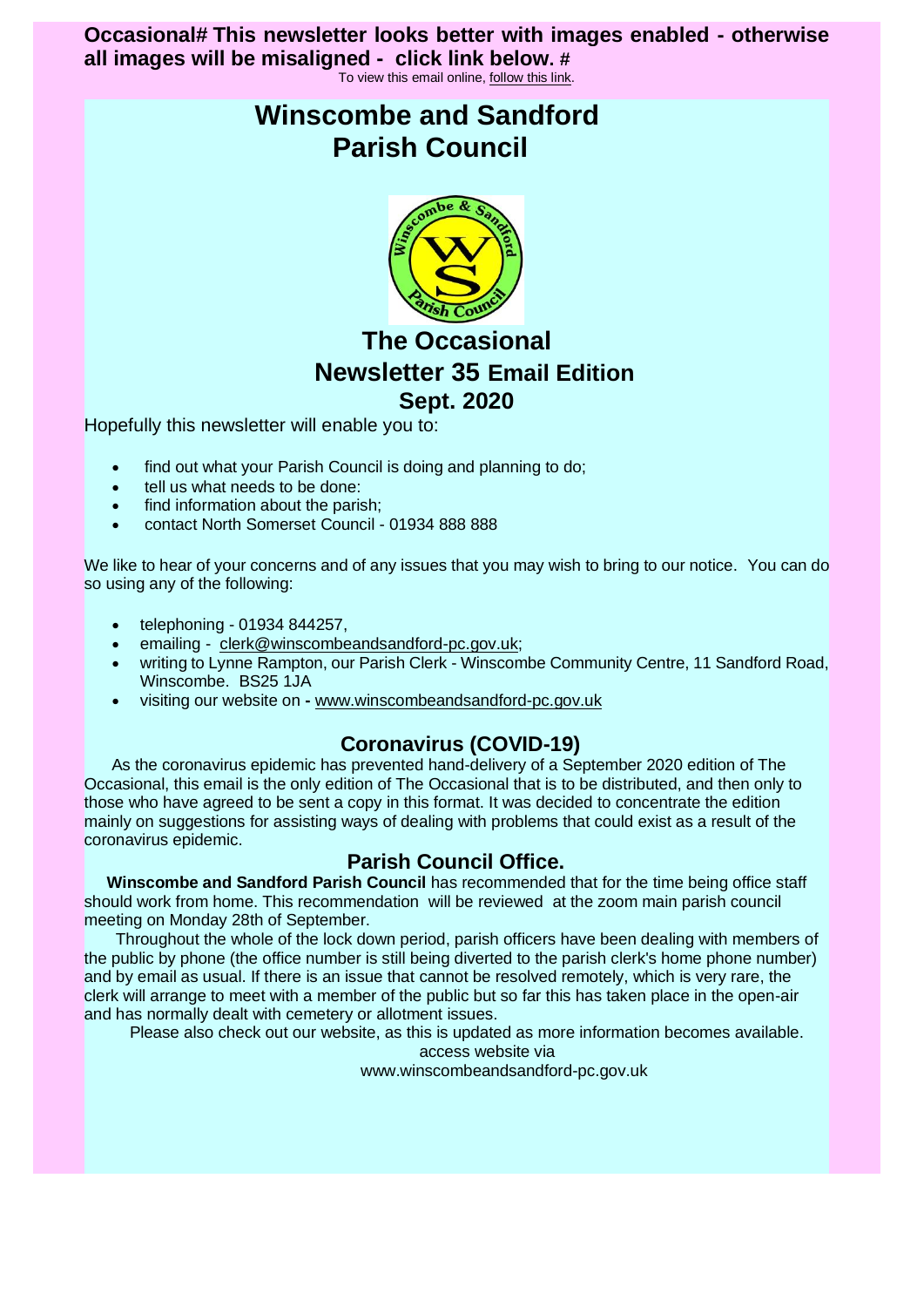**Occasional# This newsletter looks better with images enabled - otherwise all images will be misaligned - click link below. #**

To view this email online, follow this link.

# Winscombe and Sandford Parish Council

## The Occasional Newsletter 35 Email Edition Sept. 2020

Hopefully this newsletter will enable you to:

- find out what your Parish Council is doing and planning to do;
- tell us what needs to be done:
- find information about the parish;
- contact North Somerset Council - 01934 888 888

We like to hear of your concerns and of any issues that you may wish to bring to our notice. You can do so using any of the following:

- telephoning - 01934 844257,
- emailing - clerk@winscombeandsandford-pc.gov.uk;
- writing to Lynne Rampton, our Parish Clerk - Winscombe Community Centre, 11 Sandford Road, Winscombe. BS25 1JA
- visiting our website on **-** www.winscombeandsandford-pc.gov.uk

## Coronavirus (COVID-19)

As the coronavirus epidemic has prevented hand-delivery of a September 2020 edition of The Occasional, this email is the only edition of The Occasional that is to be distributed, and then only to those who have agreed to be sent a copy in this format. It was decided to concentrate the edition mainly on suggestions for assisting ways of dealing with problems that could exist as a result of the coronavirus epidemic.

## Parish Council Office.

**Winscombe and Sandford Parish Council** has recommended that for the time being office staff should work from home. This recommendation will be reviewed at the zoom main parish council meeting on Monday 28th of September.

Throughout the whole of the lock down period, parish officers have been dealing with members of the public by phone (the office number is still being diverted to the parish clerk's home phone number) and by email as usual. If there is an issue that cannot be resolved remotely, which is very rare, the clerk will arrange to meet with a member of the public but so far this has taken place in the open-air and has normally dealt with cemetery or allotment issues.

Please also check out our website, as this is updated as more information becomes available. access website via www.winscombeandsandford-pc.gov.uk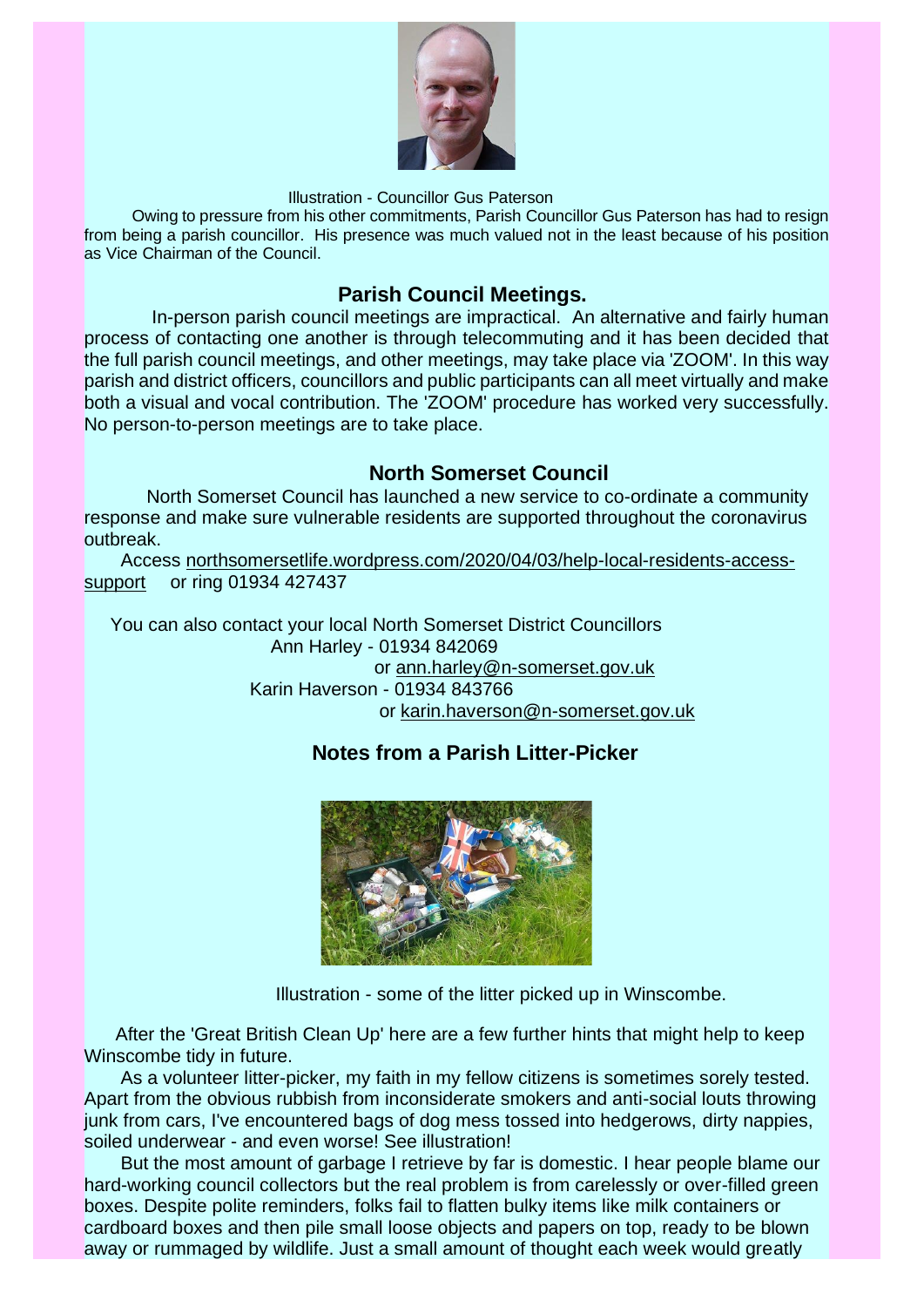Illustration - Councillor Gus Paterson

Owing to pressure from his other commitments, Parish Councillor Gus Paterson has had to resign from being a parish councillor. His presence was much valued not in the least because of his position as Vice Chairman of the Council.

## Parish Council Meetings.

In-person parish council meetings are impractical. An alternative and fairly human process of contacting one another is through telecommuting and it has been decided that the full parish council meetings, and other meetings, may take place via 'ZOOM'. In this way parish and district officers, councillors and public participants can all meet virtually and make both a visual and vocal contribution. The 'ZOOM' procedure has worked very successfully. No person-to-person meetings are to take place.

## North Somerset Council

North Somerset Council has launched a new service to co-ordinate a community response and make sure vulnerable residents are supported throughout the coronavirus outbreak.

Access northsomersetlife.wordpress.com/2020/04/03/help-local-residents-access-support or ring 01934 427437

You can also contact your local North Somerset District Councillors

Ann Harley - 01934 842069
or ann.harley@n-somerset.gov.uk

Karin Haverson - 01934 843766
or karin.haverson@n-somerset.gov.uk

## Notes from a Parish Litter-Picker

Illustration - some of the litter picked up in Winscombe.

After the 'Great British Clean Up' here are a few further hints that might help to keep Winscombe tidy in future.

As a volunteer litter-picker, my faith in my fellow citizens is sometimes sorely tested. Apart from the obvious rubbish from inconsiderate smokers and anti-social louts throwing junk from cars, I've encountered bags of dog mess tossed into hedgerows, dirty nappies, soiled underwear - and even worse! See illustration!

But the most amount of garbage I retrieve by far is domestic. I hear people blame our hard-working council collectors but the real problem is from carelessly or over-filled green boxes. Despite polite reminders, folks fail to flatten bulky items like milk containers or cardboard boxes and then pile small loose objects and papers on top, ready to be blown away or rummaged by wildlife. Just a small amount of thought each week would greatly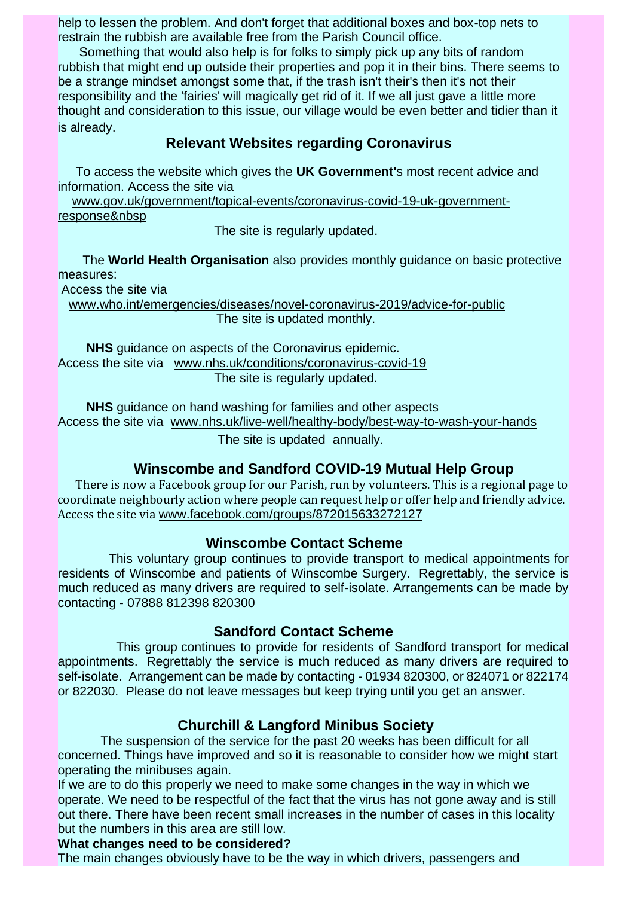help to lessen the problem. And don't forget that additional boxes and box-top nets to restrain the rubbish are available free from the Parish Council office.

Something that would also help is for folks to simply pick up any bits of random rubbish that might end up outside their properties and pop it in their bins. There seems to be a strange mindset amongst some that, if the trash isn't their's then it's not their responsibility and the 'fairies' will magically get rid of it. If we all just gave a little more thought and consideration to this issue, our village would be even better and tidier than it is already.

## Relevant Websites regarding Coronavirus

To access the website which gives the **UK Government'**s most recent advice and information. Access the site via

www.gov.uk/government/topical-events/coronavirus-covid-19-uk-government-response&nbsp

The site is regularly updated.

The **World Health Organisation** also provides monthly guidance on basic protective measures:

Access the site via

www.who.int/emergencies/diseases/novel-coronavirus-2019/advice-for-public

The site is updated monthly.

**NHS** guidance on aspects of the Coronavirus epidemic.

Access the site via www.nhs.uk/conditions/coronavirus-covid-19

The site is regularly updated.

**NHS** guidance on hand washing for families and other aspects

Access the site via www.nhs.uk/live-well/healthy-body/best-way-to-wash-your-hands

The site is updated annually.

## Winscombe and Sandford COVID-19 Mutual Help Group

There is now a Facebook group for our Parish, run by volunteers. This is a regional page to coordinate neighbourly action where people can request help or offer help and friendly advice. Access the site via www.facebook.com/groups/872015633272127

## Winscombe Contact Scheme

This voluntary group continues to provide transport to medical appointments for residents of Winscombe and patients of Winscombe Surgery. Regrettably, the service is much reduced as many drivers are required to self-isolate. Arrangements can be made by contacting - 07888 812398 820300

## Sandford Contact Scheme

This group continues to provide for residents of Sandford transport for medical appointments. Regrettably the service is much reduced as many drivers are required to self-isolate. Arrangement can be made by contacting - 01934 820300, or 824071 or 822174 or 822030. Please do not leave messages but keep trying until you get an answer.

## Churchill & Langford Minibus Society

The suspension of the service for the past 20 weeks has been difficult for all concerned. Things have improved and so it is reasonable to consider how we might start operating the minibuses again.

If we are to do this properly we need to make some changes in the way in which we operate. We need to be respectful of the fact that the virus has not gone away and is still out there. There have been recent small increases in the number of cases in this locality but the numbers in this area are still low.

**What changes need to be considered?**

The main changes obviously have to be the way in which drivers, passengers and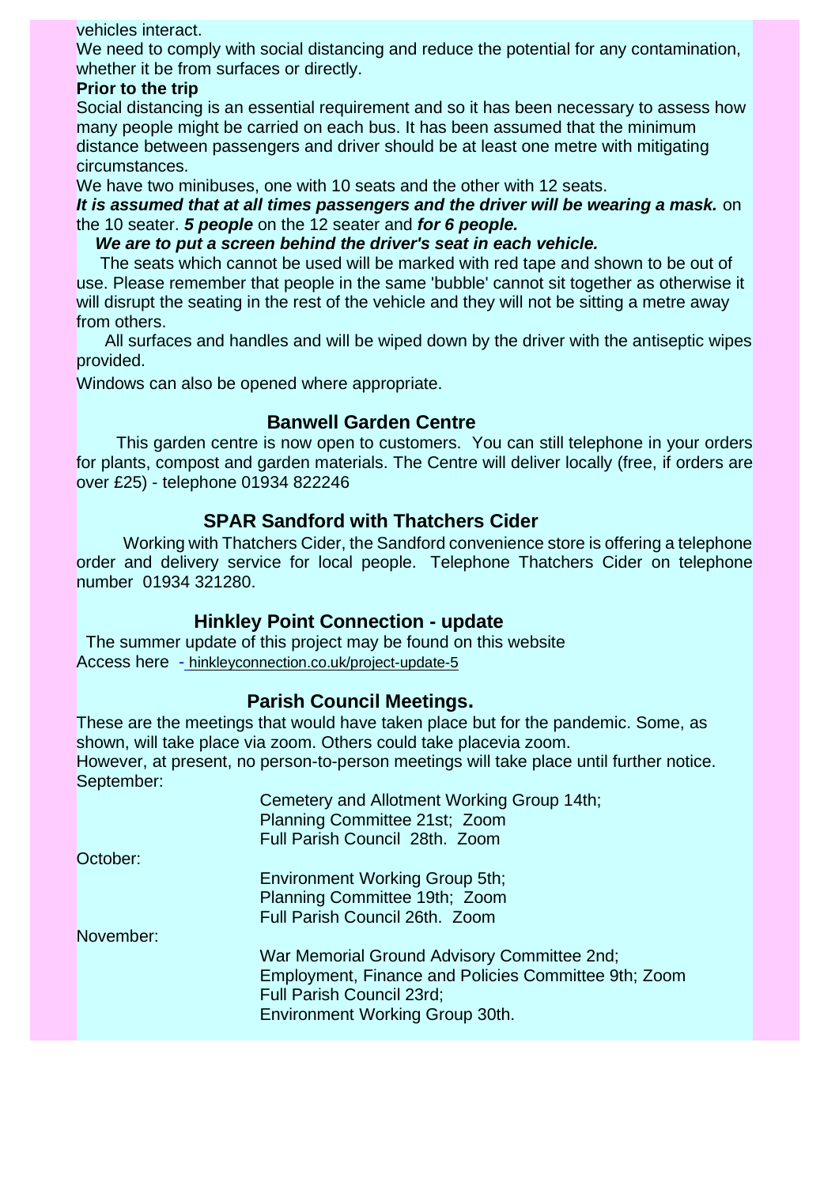vehicles interact.

We need to comply with social distancing and reduce the potential for any contamination, whether it be from surfaces or directly.

**Prior to the trip**

Social distancing is an essential requirement and so it has been necessary to assess how many people might be carried on each bus. It has been assumed that the minimum distance between passengers and driver should be at least one metre with mitigating circumstances.

We have two minibuses, one with 10 seats and the other with 12 seats.

***It is assumed that at all times passengers and the driver will be wearing a mask.*** on the 10 seater. ***5 people*** on the 12 seater and ***for 6 people.***

***We are to put a screen behind the driver's seat in each vehicle.***

The seats which cannot be used will be marked with red tape and shown to be out of use. Please remember that people in the same 'bubble' cannot sit together as otherwise it will disrupt the seating in the rest of the vehicle and they will not be sitting a metre away from others.

All surfaces and handles and will be wiped down by the driver with the antiseptic wipes provided.

Windows can also be opened where appropriate.

## Banwell Garden Centre

This garden centre is now open to customers. You can still telephone in your orders for plants, compost and garden materials. The Centre will deliver locally (free, if orders are over £25) - telephone 01934 822246

## SPAR Sandford with Thatchers Cider

Working with Thatchers Cider, the Sandford convenience store is offering a telephone order and delivery service for local people. Telephone Thatchers Cider on telephone number 01934 321280.

## Hinkley Point Connection - update

The summer update of this project may be found on this website
Access here - hinkleyconnection.co.uk/project-update-5

## Parish Council Meetings.

These are the meetings that would have taken place but for the pandemic. Some, as shown, will take place via zoom. Others could take placevia zoom.
However, at present, no person-to-person meetings will take place until further notice.

September:
- Cemetery and Allotment Working Group 14th;
- Planning Committee 21st; Zoom
- Full Parish Council 28th. Zoom

October:
- Environment Working Group 5th;
- Planning Committee 19th; Zoom
- Full Parish Council 26th. Zoom

November:
- War Memorial Ground Advisory Committee 2nd;
- Employment, Finance and Policies Committee 9th; Zoom
- Full Parish Council 23rd;
- Environment Working Group 30th.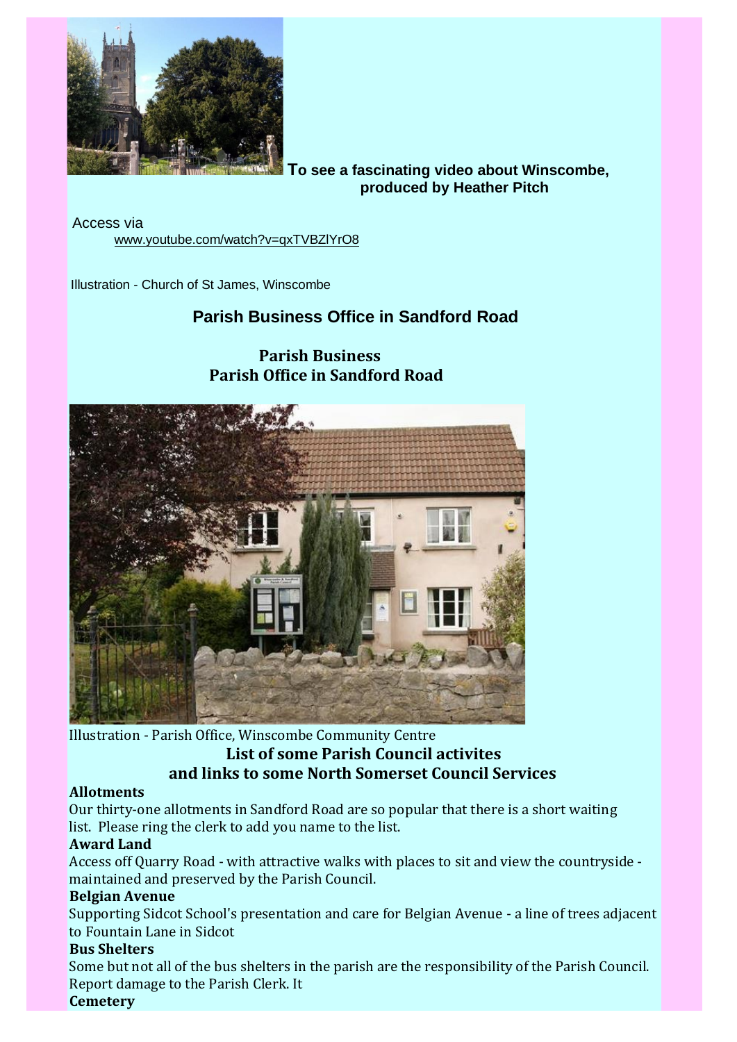**To see a fascinating video about Winscombe, produced by Heather Pitch**

Access via

www.youtube.com/watch?v=qxTVBZlYrO8

Illustration - Church of St James, Winscombe

## Parish Business Office in Sandford Road

## Parish Business
## Parish Office in Sandford Road

Illustration - Parish Office, Winscombe Community Centre

## List of some Parish Council activites and links to some North Somerset Council Services

**Allotments**

Our thirty-one allotments in Sandford Road are so popular that there is a short waiting list. Please ring the clerk to add you name to the list.

**Award Land**

Access off Quarry Road - with attractive walks with places to sit and view the countryside - maintained and preserved by the Parish Council.

**Belgian Avenue**

Supporting Sidcot School's presentation and care for Belgian Avenue - a line of trees adjacent to Fountain Lane in Sidcot

**Bus Shelters**

Some but not all of the bus shelters in the parish are the responsibility of the Parish Council. Report damage to the Parish Clerk. It

**Cemetery**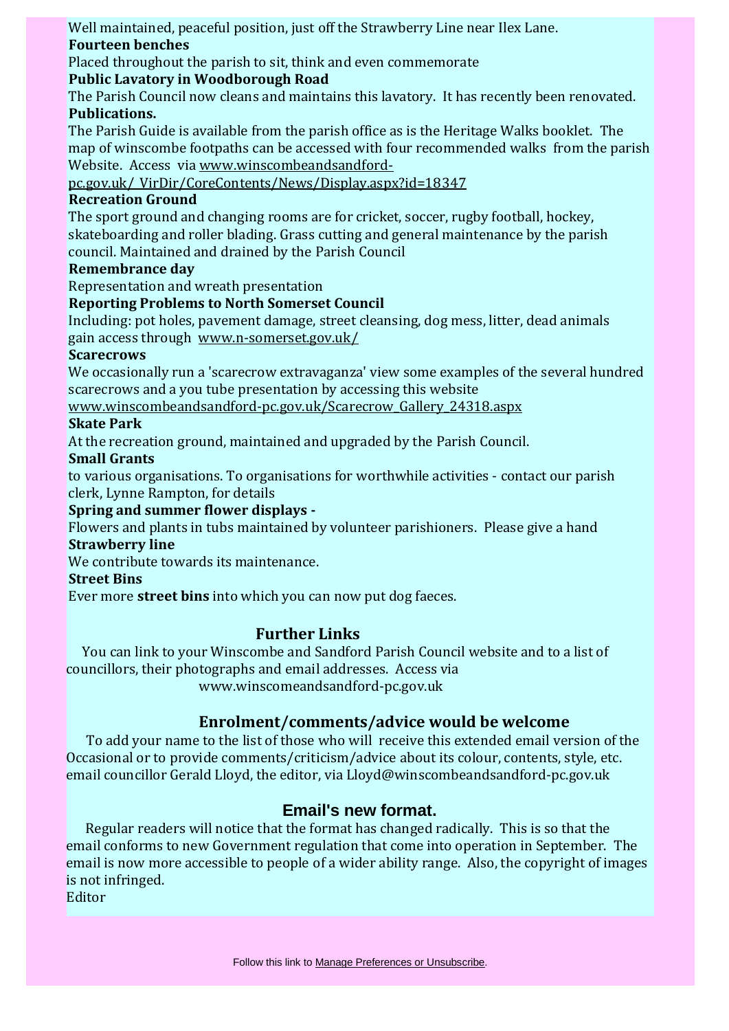Well maintained, peaceful position, just off the Strawberry Line near Ilex Lane.

**Fourteen benches**

Placed throughout the parish to sit, think and even commemorate

**Public Lavatory in Woodborough Road**

The Parish Council now cleans and maintains this lavatory. It has recently been renovated.

**Publications.**

The Parish Guide is available from the parish office as is the Heritage Walks booklet. The map of winscombe footpaths can be accessed with four recommended walks from the parish Website. Access via www.winscombeandsandford-pc.gov.uk/_VirDir/CoreContents/News/Display.aspx?id=18347

**Recreation Ground**

The sport ground and changing rooms are for cricket, soccer, rugby football, hockey, skateboarding and roller blading. Grass cutting and general maintenance by the parish council. Maintained and drained by the Parish Council

**Remembrance day**

Representation and wreath presentation

**Reporting Problems to North Somerset Council**

Including: pot holes, pavement damage, street cleansing, dog mess, litter, dead animals gain access through www.n-somerset.gov.uk/

**Scarecrows**

We occasionally run a 'scarecrow extravaganza' view some examples of the several hundred scarecrows and a you tube presentation by accessing this website www.winscombeandsandford-pc.gov.uk/Scarecrow_Gallery_24318.aspx

**Skate Park**

At the recreation ground, maintained and upgraded by the Parish Council.

**Small Grants**

to various organisations. To organisations for worthwhile activities - contact our parish clerk, Lynne Rampton, for details

**Spring and summer flower displays -**

Flowers and plants in tubs maintained by volunteer parishioners. Please give a hand

**Strawberry line**

We contribute towards its maintenance.

**Street Bins**

Ever more **street bins** into which you can now put dog faeces.

## Further Links

You can link to your Winscombe and Sandford Parish Council website and to a list of councillors, their photographs and email addresses. Access via www.winscomeandsandford-pc.gov.uk

## Enrolment/comments/advice would be welcome

To add your name to the list of those who will receive this extended email version of the Occasional or to provide comments/criticism/advice about its colour, contents, style, etc. email councillor Gerald Lloyd, the editor, via Lloyd@winscombeandsandford-pc.gov.uk

## Email's new format.

Regular readers will notice that the format has changed radically. This is so that the email conforms to new Government regulation that come into operation in September. The email is now more accessible to people of a wider ability range. Also, the copyright of images is not infringed.

Editor

Follow this link to Manage Preferences or Unsubscribe.